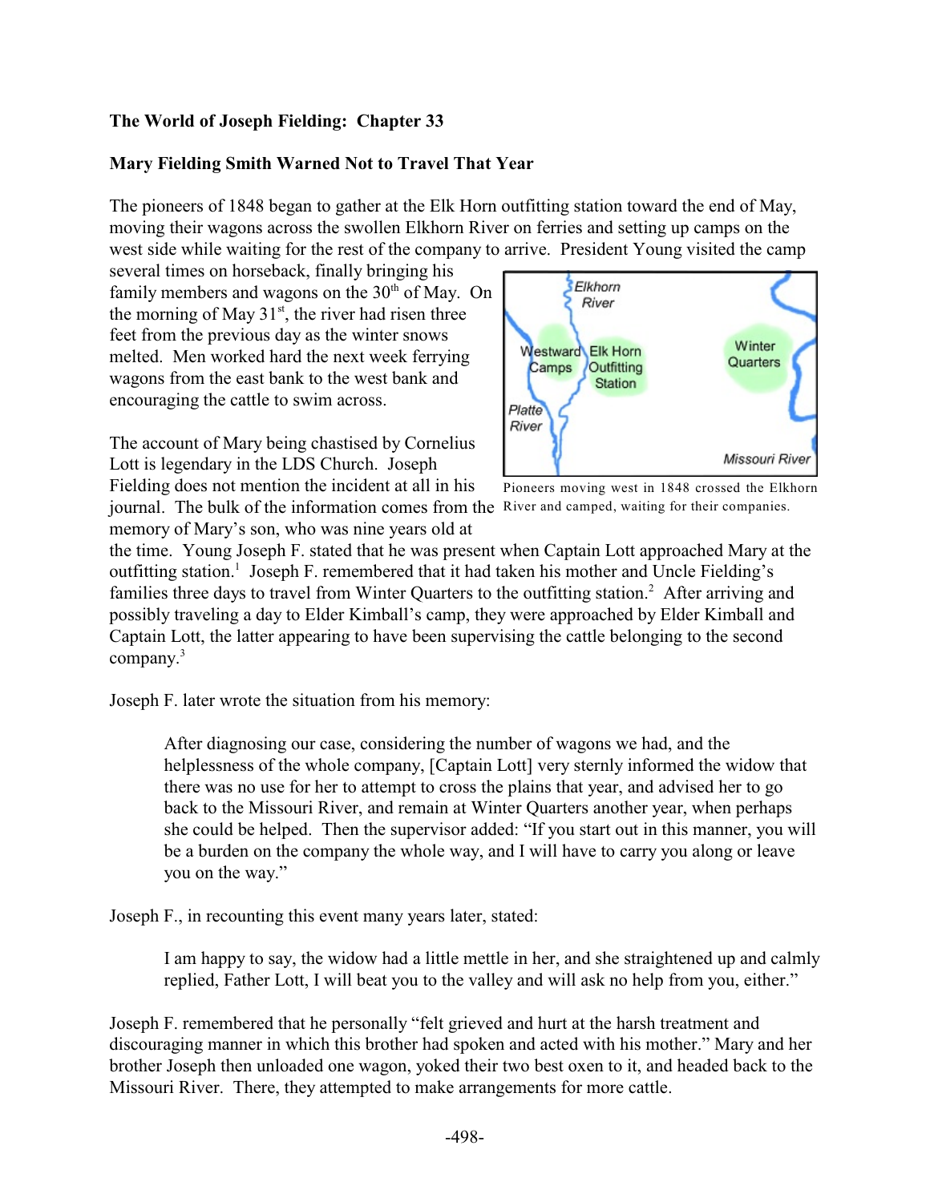**The World of Joseph Fielding: Chapter 33**

**Mary Fielding Smith Warned Not to Travel That Year**

The pioneers of 1848 began to gather at the Elk Horn outfitting station toward the end of May, moving their wagons across the swollen Elkhorn River on ferries and setting up camps on the west side while waiting for the rest of the company to arrive. President Young visited the camp several times on horseback, finally bringing his family members and wagons on the 30th of May. On the morning of May 31st, the river had risen three feet from the previous day as the winter snows melted. Men worked hard the next week ferrying wagons from the east bank to the west bank and encouraging the cattle to swim across.

Elkhorn River
Westward Camps
Elk Horn Outfitting Station
Winter Quarters
Platte River
Missouri River

Pioneers moving west in 1848 crossed the Elkhorn River and camped, waiting for their companies.

The account of Mary being chastised by Cornelius Lott is legendary in the LDS Church. Joseph Fielding does not mention the incident at all in his journal. The bulk of the information comes from the memory of Mary's son, who was nine years old at the time. Young Joseph F. stated that he was present when Captain Lott approached Mary at the outfitting station.[1] Joseph F. remembered that it had taken his mother and Uncle Fielding's families three days to travel from Winter Quarters to the outfitting station.[2] After arriving and possibly traveling a day to Elder Kimball's camp, they were approached by Elder Kimball and Captain Lott, the latter appearing to have been supervising the cattle belonging to the second company.[3]

Joseph F. later wrote the situation from his memory:

> After diagnosing our case, considering the number of wagons we had, and the helplessness of the whole company, [Captain Lott] very sternly informed the widow that there was no use for her to attempt to cross the plains that year, and advised her to go back to the Missouri River, and remain at Winter Quarters another year, when perhaps she could be helped. Then the supervisor added: "If you start out in this manner, you will be a burden on the company the whole way, and I will have to carry you along or leave you on the way."

Joseph F., in recounting this event many years later, stated:

> I am happy to say, the widow had a little mettle in her, and she straightened up and calmly replied, Father Lott, I will beat you to the valley and will ask no help from you, either."

Joseph F. remembered that he personally "felt grieved and hurt at the harsh treatment and discouraging manner in which this brother had spoken and acted with his mother." Mary and her brother Joseph then unloaded one wagon, yoked their two best oxen to it, and headed back to the Missouri River. There, they attempted to make arrangements for more cattle.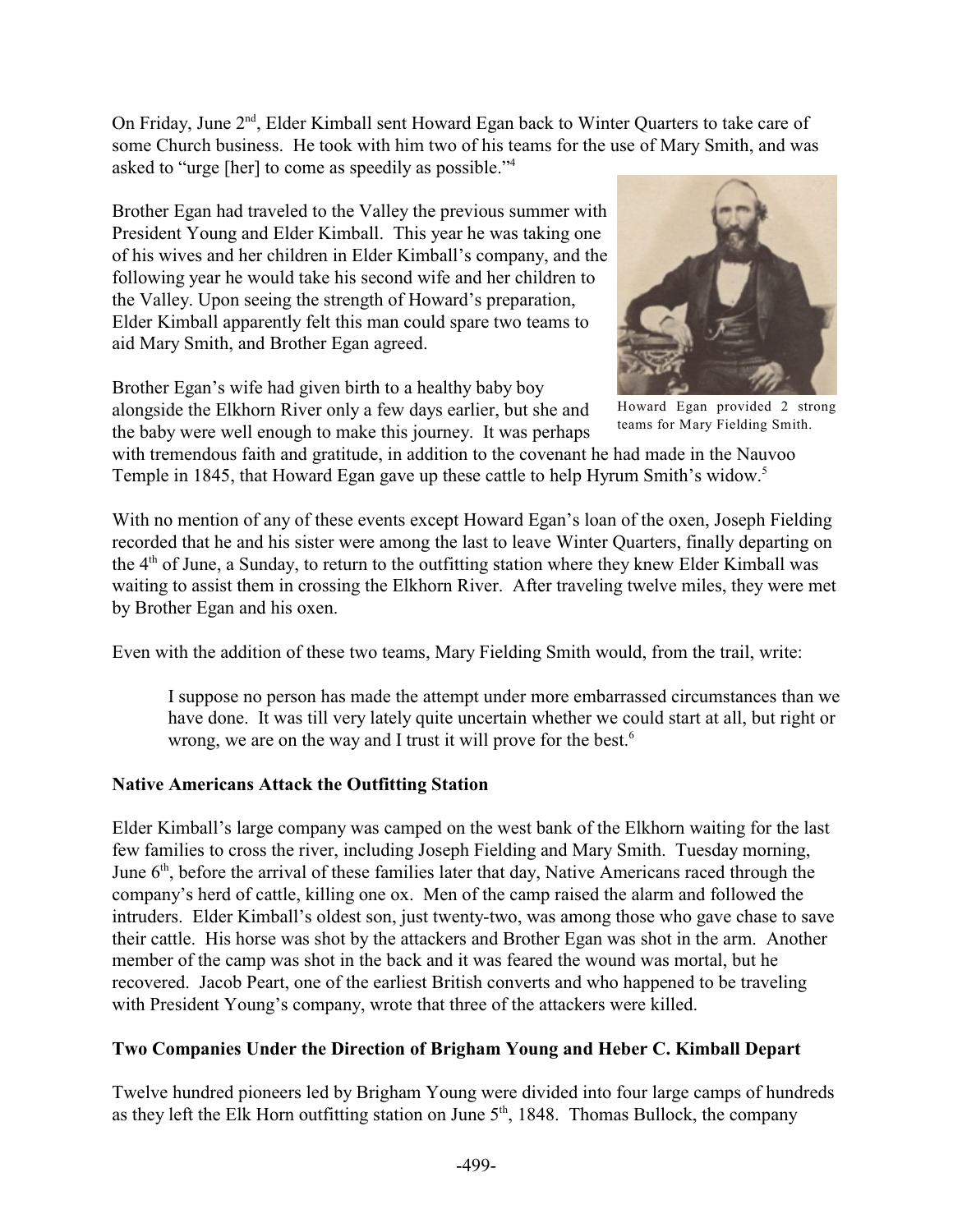On Friday, June 2nd, Elder Kimball sent Howard Egan back to Winter Quarters to take care of some Church business. He took with him two of his teams for the use of Mary Smith, and was asked to "urge [her] to come as speedily as possible."[4]

Brother Egan had traveled to the Valley the previous summer with President Young and Elder Kimball. This year he was taking one of his wives and her children in Elder Kimball's company, and the following year he would take his second wife and her children to the Valley. Upon seeing the strength of Howard's preparation, Elder Kimball apparently felt this man could spare two teams to aid Mary Smith, and Brother Egan agreed.

Howard Egan provided 2 strong teams for Mary Fielding Smith.

Brother Egan's wife had given birth to a healthy baby boy alongside the Elkhorn River only a few days earlier, but she and the baby were well enough to make this journey. It was perhaps with tremendous faith and gratitude, in addition to the covenant he had made in the Nauvoo Temple in 1845, that Howard Egan gave up these cattle to help Hyrum Smith's widow.[5]

With no mention of any of these events except Howard Egan's loan of the oxen, Joseph Fielding recorded that he and his sister were among the last to leave Winter Quarters, finally departing on the 4th of June, a Sunday, to return to the outfitting station where they knew Elder Kimball was waiting to assist them in crossing the Elkhorn River. After traveling twelve miles, they were met by Brother Egan and his oxen.

Even with the addition of these two teams, Mary Fielding Smith would, from the trail, write:

> I suppose no person has made the attempt under more embarrassed circumstances than we have done. It was till very lately quite uncertain whether we could start at all, but right or wrong, we are on the way and I trust it will prove for the best.[6]

**Native Americans Attack the Outfitting Station**

Elder Kimball's large company was camped on the west bank of the Elkhorn waiting for the last few families to cross the river, including Joseph Fielding and Mary Smith. Tuesday morning, June 6th, before the arrival of these families later that day, Native Americans raced through the company's herd of cattle, killing one ox. Men of the camp raised the alarm and followed the intruders. Elder Kimball's oldest son, just twenty-two, was among those who gave chase to save their cattle. His horse was shot by the attackers and Brother Egan was shot in the arm. Another member of the camp was shot in the back and it was feared the wound was mortal, but he recovered. Jacob Peart, one of the earliest British converts and who happened to be traveling with President Young's company, wrote that three of the attackers were killed.

**Two Companies Under the Direction of Brigham Young and Heber C. Kimball Depart**

Twelve hundred pioneers led by Brigham Young were divided into four large camps of hundreds as they left the Elk Horn outfitting station on June 5th, 1848. Thomas Bullock, the company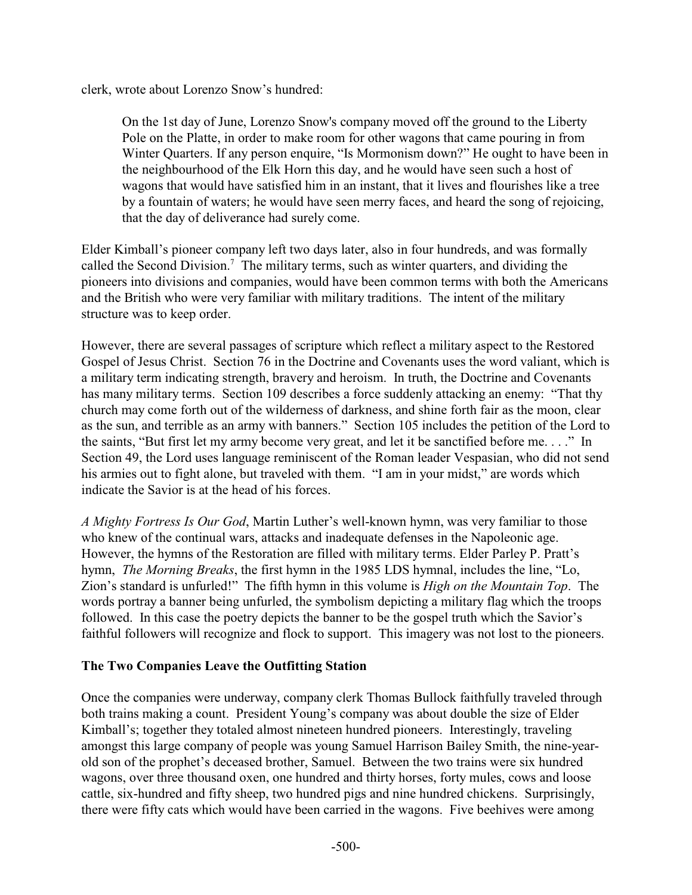clerk, wrote about Lorenzo Snow's hundred:

> On the 1st day of June, Lorenzo Snow's company moved off the ground to the Liberty Pole on the Platte, in order to make room for other wagons that came pouring in from Winter Quarters. If any person enquire, "Is Mormonism down?" He ought to have been in the neighbourhood of the Elk Horn this day, and he would have seen such a host of wagons that would have satisfied him in an instant, that it lives and flourishes like a tree by a fountain of waters; he would have seen merry faces, and heard the song of rejoicing, that the day of deliverance had surely come.

Elder Kimball's pioneer company left two days later, also in four hundreds, and was formally called the Second Division.[7] The military terms, such as winter quarters, and dividing the pioneers into divisions and companies, would have been common terms with both the Americans and the British who were very familiar with military traditions. The intent of the military structure was to keep order.

However, there are several passages of scripture which reflect a military aspect to the Restored Gospel of Jesus Christ. Section 76 in the Doctrine and Covenants uses the word valiant, which is a military term indicating strength, bravery and heroism. In truth, the Doctrine and Covenants has many military terms. Section 109 describes a force suddenly attacking an enemy: "That thy church may come forth out of the wilderness of darkness, and shine forth fair as the moon, clear as the sun, and terrible as an army with banners." Section 105 includes the petition of the Lord to the saints, "But first let my army become very great, and let it be sanctified before me. . . ." In Section 49, the Lord uses language reminiscent of the Roman leader Vespasian, who did not send his armies out to fight alone, but traveled with them. "I am in your midst," are words which indicate the Savior is at the head of his forces.

*A Mighty Fortress Is Our God*, Martin Luther's well-known hymn, was very familiar to those who knew of the continual wars, attacks and inadequate defenses in the Napoleonic age. However, the hymns of the Restoration are filled with military terms. Elder Parley P. Pratt's hymn, *The Morning Breaks*, the first hymn in the 1985 LDS hymnal, includes the line, "Lo, Zion's standard is unfurled!" The fifth hymn in this volume is *High on the Mountain Top*. The words portray a banner being unfurled, the symbolism depicting a military flag which the troops followed. In this case the poetry depicts the banner to be the gospel truth which the Savior's faithful followers will recognize and flock to support. This imagery was not lost to the pioneers.

**The Two Companies Leave the Outfitting Station**

Once the companies were underway, company clerk Thomas Bullock faithfully traveled through both trains making a count. President Young's company was about double the size of Elder Kimball's; together they totaled almost nineteen hundred pioneers. Interestingly, traveling amongst this large company of people was young Samuel Harrison Bailey Smith, the nine-year-old son of the prophet's deceased brother, Samuel. Between the two trains were six hundred wagons, over three thousand oxen, one hundred and thirty horses, forty mules, cows and loose cattle, six-hundred and fifty sheep, two hundred pigs and nine hundred chickens. Surprisingly, there were fifty cats which would have been carried in the wagons. Five beehives were among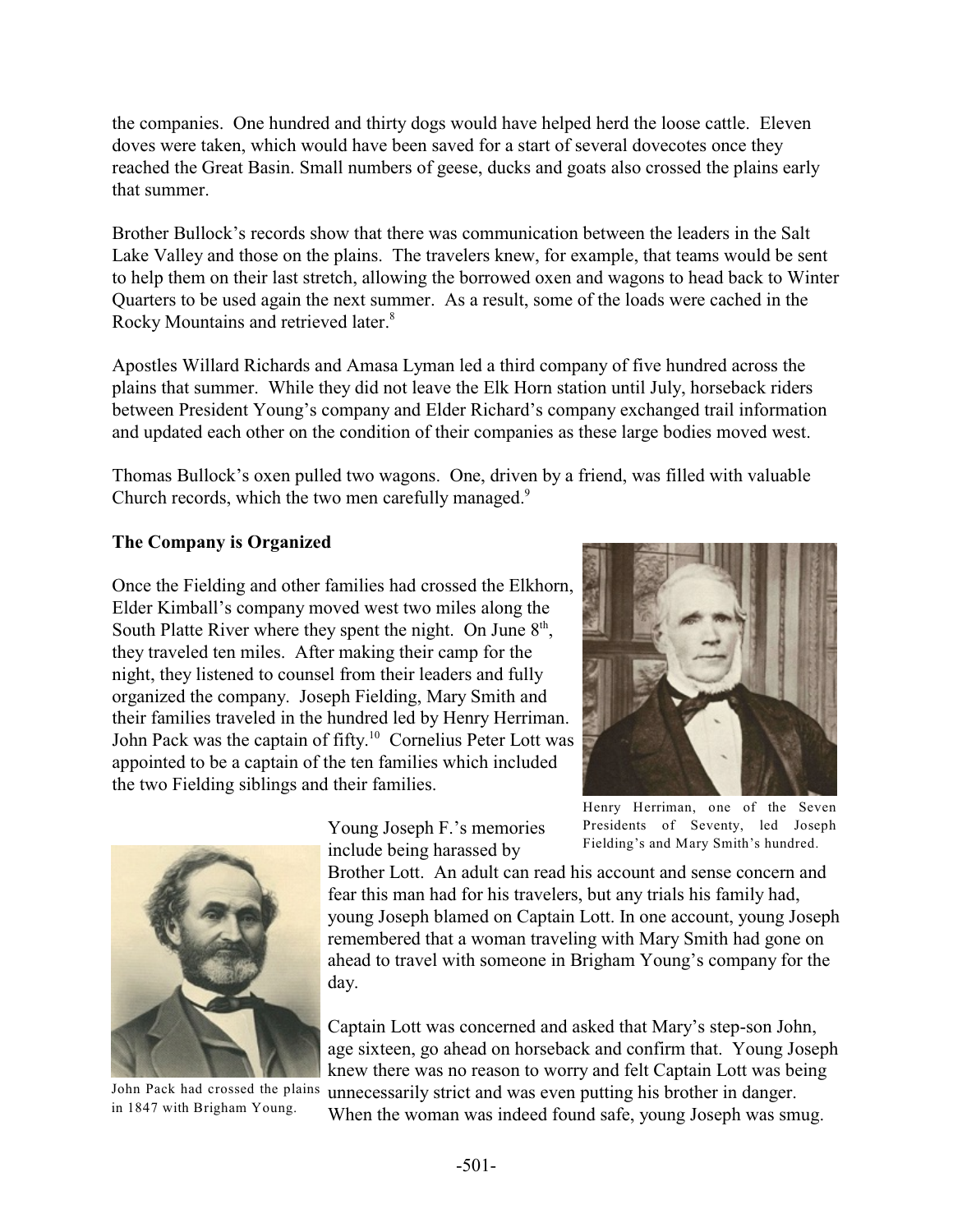the companies. One hundred and thirty dogs would have helped herd the loose cattle. Eleven doves were taken, which would have been saved for a start of several dovecotes once they reached the Great Basin. Small numbers of geese, ducks and goats also crossed the plains early that summer.

Brother Bullock's records show that there was communication between the leaders in the Salt Lake Valley and those on the plains. The travelers knew, for example, that teams would be sent to help them on their last stretch, allowing the borrowed oxen and wagons to head back to Winter Quarters to be used again the next summer. As a result, some of the loads were cached in the Rocky Mountains and retrieved later.[8]

Apostles Willard Richards and Amasa Lyman led a third company of five hundred across the plains that summer. While they did not leave the Elk Horn station until July, horseback riders between President Young's company and Elder Richard's company exchanged trail information and updated each other on the condition of their companies as these large bodies moved west.

Thomas Bullock's oxen pulled two wagons. One, driven by a friend, was filled with valuable Church records, which the two men carefully managed.[9]

**The Company is Organized**

Once the Fielding and other families had crossed the Elkhorn, Elder Kimball's company moved west two miles along the South Platte River where they spent the night. On June 8th, they traveled ten miles. After making their camp for the night, they listened to counsel from their leaders and fully organized the company. Joseph Fielding, Mary Smith and their families traveled in the hundred led by Henry Herriman. John Pack was the captain of fifty.[10] Cornelius Peter Lott was appointed to be a captain of the ten families which included the two Fielding siblings and their families.

Henry Herriman, one of the Seven Presidents of Seventy, led Joseph Fielding's and Mary Smith's hundred.

Young Joseph F.'s memories include being harassed by Brother Lott. An adult can read his account and sense concern and fear this man had for his travelers, but any trials his family had, young Joseph blamed on Captain Lott. In one account, young Joseph remembered that a woman traveling with Mary Smith had gone on ahead to travel with someone in Brigham Young's company for the day.

John Pack had crossed the plains in 1847 with Brigham Young.

Captain Lott was concerned and asked that Mary's step-son John, age sixteen, go ahead on horseback and confirm that. Young Joseph knew there was no reason to worry and felt Captain Lott was being unnecessarily strict and was even putting his brother in danger. When the woman was indeed found safe, young Joseph was smug.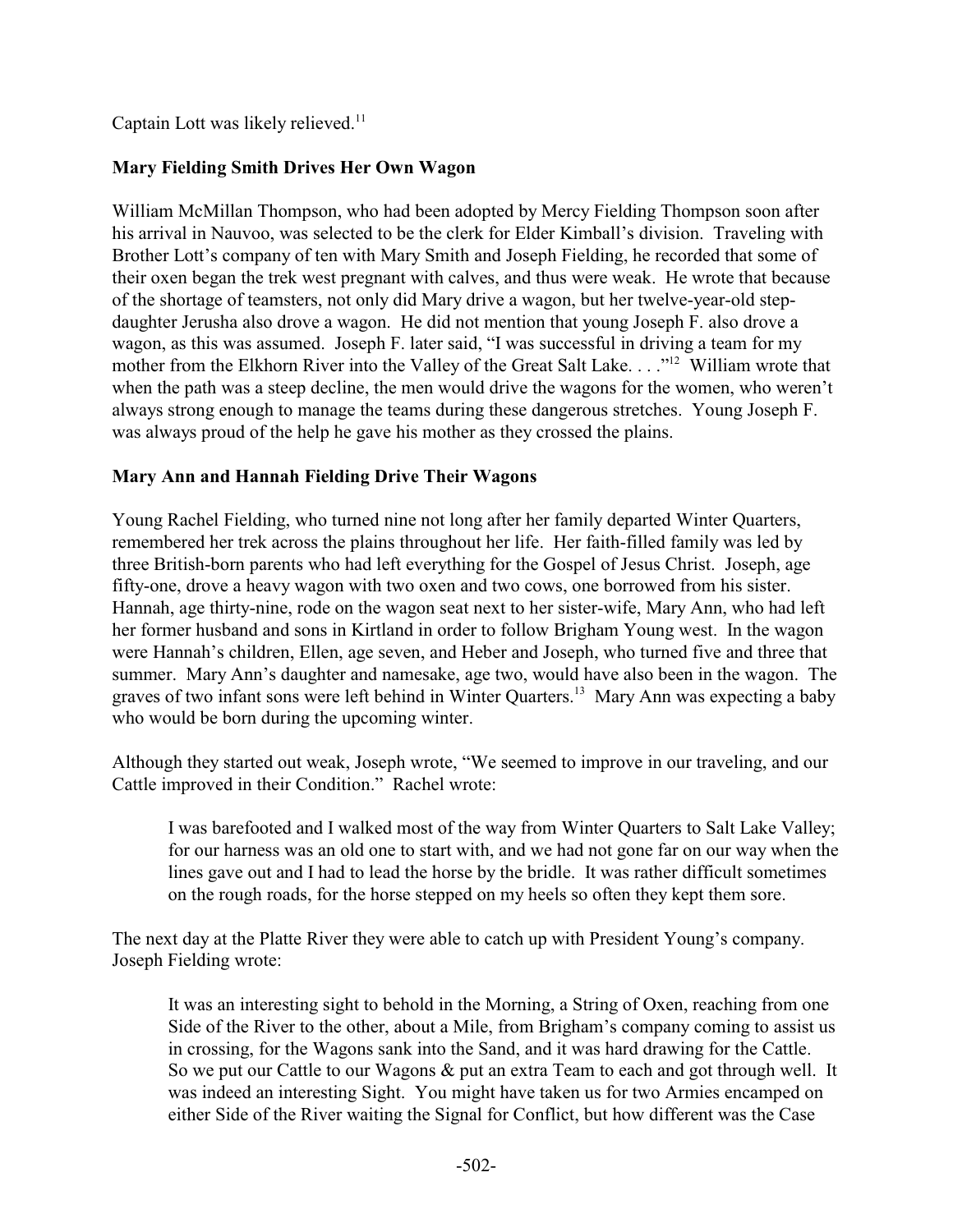Captain Lott was likely relieved.[11]

### Mary Fielding Smith Drives Her Own Wagon

William McMillan Thompson, who had been adopted by Mercy Fielding Thompson soon after his arrival in Nauvoo, was selected to be the clerk for Elder Kimball's division. Traveling with Brother Lott's company of ten with Mary Smith and Joseph Fielding, he recorded that some of their oxen began the trek west pregnant with calves, and thus were weak. He wrote that because of the shortage of teamsters, not only did Mary drive a wagon, but her twelve-year-old step-daughter Jerusha also drove a wagon. He did not mention that young Joseph F. also drove a wagon, as this was assumed. Joseph F. later said, "I was successful in driving a team for my mother from the Elkhorn River into the Valley of the Great Salt Lake. . . ."[12] William wrote that when the path was a steep decline, the men would drive the wagons for the women, who weren't always strong enough to manage the teams during these dangerous stretches. Young Joseph F. was always proud of the help he gave his mother as they crossed the plains.

### Mary Ann and Hannah Fielding Drive Their Wagons

Young Rachel Fielding, who turned nine not long after her family departed Winter Quarters, remembered her trek across the plains throughout her life. Her faith-filled family was led by three British-born parents who had left everything for the Gospel of Jesus Christ. Joseph, age fifty-one, drove a heavy wagon with two oxen and two cows, one borrowed from his sister. Hannah, age thirty-nine, rode on the wagon seat next to her sister-wife, Mary Ann, who had left her former husband and sons in Kirtland in order to follow Brigham Young west. In the wagon were Hannah's children, Ellen, age seven, and Heber and Joseph, who turned five and three that summer. Mary Ann's daughter and namesake, age two, would have also been in the wagon. The graves of two infant sons were left behind in Winter Quarters.[13] Mary Ann was expecting a baby who would be born during the upcoming winter.

Although they started out weak, Joseph wrote, "We seemed to improve in our traveling, and our Cattle improved in their Condition." Rachel wrote:

> I was barefooted and I walked most of the way from Winter Quarters to Salt Lake Valley; for our harness was an old one to start with, and we had not gone far on our way when the lines gave out and I had to lead the horse by the bridle. It was rather difficult sometimes on the rough roads, for the horse stepped on my heels so often they kept them sore.

The next day at the Platte River they were able to catch up with President Young's company. Joseph Fielding wrote:

> It was an interesting sight to behold in the Morning, a String of Oxen, reaching from one Side of the River to the other, about a Mile, from Brigham's company coming to assist us in crossing, for the Wagons sank into the Sand, and it was hard drawing for the Cattle. So we put our Cattle to our Wagons & put an extra Team to each and got through well. It was indeed an interesting Sight. You might have taken us for two Armies encamped on either Side of the River waiting the Signal for Conflict, but how different was the Case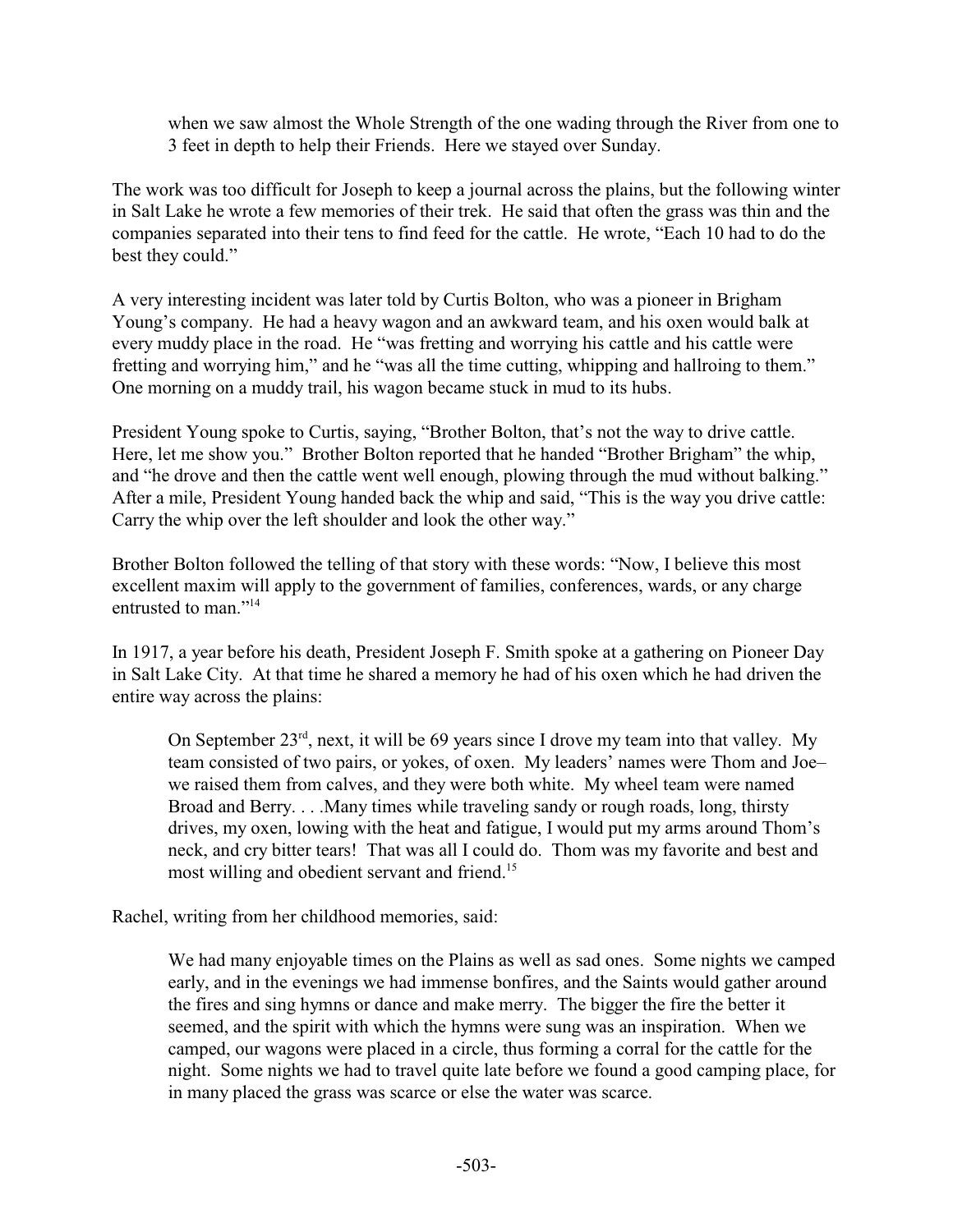> when we saw almost the Whole Strength of the one wading through the River from one to 3 feet in depth to help their Friends. Here we stayed over Sunday.

The work was too difficult for Joseph to keep a journal across the plains, but the following winter in Salt Lake he wrote a few memories of their trek. He said that often the grass was thin and the companies separated into their tens to find feed for the cattle. He wrote, "Each 10 had to do the best they could."

A very interesting incident was later told by Curtis Bolton, who was a pioneer in Brigham Young's company. He had a heavy wagon and an awkward team, and his oxen would balk at every muddy place in the road. He "was fretting and worrying his cattle and his cattle were fretting and worrying him," and he "was all the time cutting, whipping and hallroing to them." One morning on a muddy trail, his wagon became stuck in mud to its hubs.

President Young spoke to Curtis, saying, "Brother Bolton, that's not the way to drive cattle. Here, let me show you." Brother Bolton reported that he handed "Brother Brigham" the whip, and "he drove and then the cattle went well enough, plowing through the mud without balking." After a mile, President Young handed back the whip and said, "This is the way you drive cattle: Carry the whip over the left shoulder and look the other way."

Brother Bolton followed the telling of that story with these words: "Now, I believe this most excellent maxim will apply to the government of families, conferences, wards, or any charge entrusted to man."[14]

In 1917, a year before his death, President Joseph F. Smith spoke at a gathering on Pioneer Day in Salt Lake City. At that time he shared a memory he had of his oxen which he had driven the entire way across the plains:

> On September 23rd, next, it will be 69 years since I drove my team into that valley. My team consisted of two pairs, or yokes, of oxen. My leaders' names were Thom and Joe– we raised them from calves, and they were both white. My wheel team were named Broad and Berry. . . .Many times while traveling sandy or rough roads, long, thirsty drives, my oxen, lowing with the heat and fatigue, I would put my arms around Thom's neck, and cry bitter tears! That was all I could do. Thom was my favorite and best and most willing and obedient servant and friend.[15]

Rachel, writing from her childhood memories, said:

> We had many enjoyable times on the Plains as well as sad ones. Some nights we camped early, and in the evenings we had immense bonfires, and the Saints would gather around the fires and sing hymns or dance and make merry. The bigger the fire the better it seemed, and the spirit with which the hymns were sung was an inspiration. When we camped, our wagons were placed in a circle, thus forming a corral for the cattle for the night. Some nights we had to travel quite late before we found a good camping place, for in many placed the grass was scarce or else the water was scarce.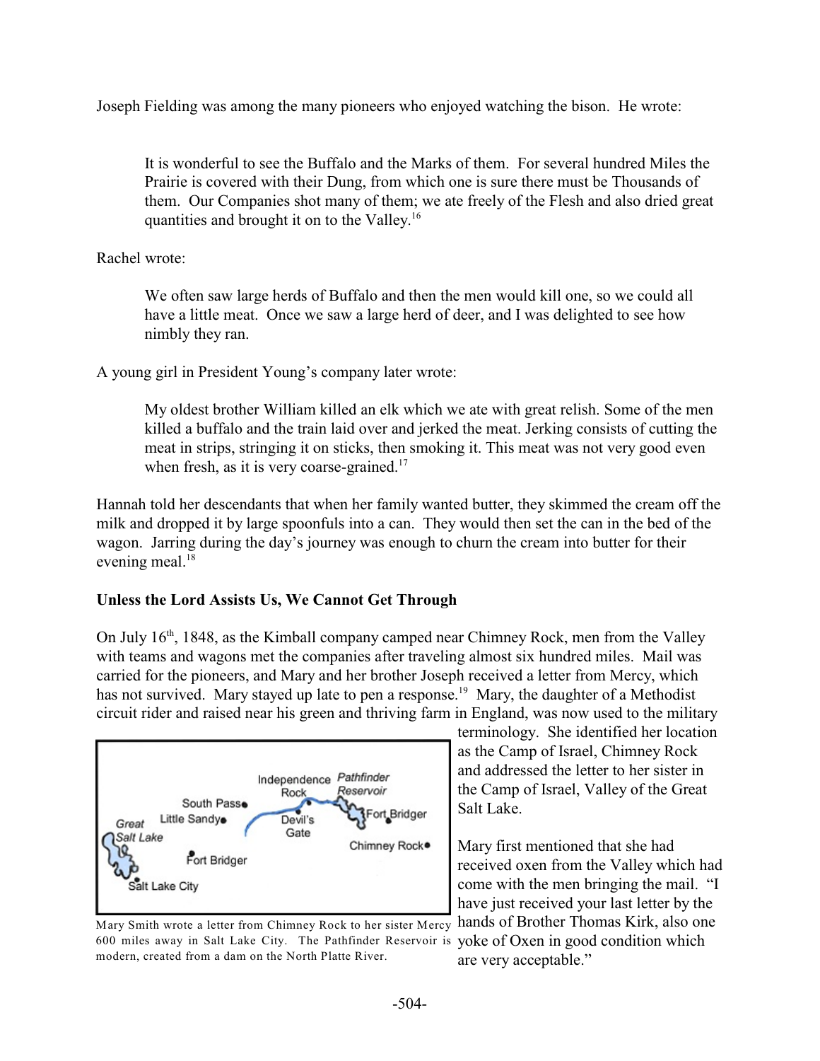Joseph Fielding was among the many pioneers who enjoyed watching the bison. He wrote:

> It is wonderful to see the Buffalo and the Marks of them. For several hundred Miles the Prairie is covered with their Dung, from which one is sure there must be Thousands of them. Our Companies shot many of them; we ate freely of the Flesh and also dried great quantities and brought it on to the Valley.[16]

Rachel wrote:

> We often saw large herds of Buffalo and then the men would kill one, so we could all have a little meat. Once we saw a large herd of deer, and I was delighted to see how nimbly they ran.

A young girl in President Young's company later wrote:

> My oldest brother William killed an elk which we ate with great relish. Some of the men killed a buffalo and the train laid over and jerked the meat. Jerking consists of cutting the meat in strips, stringing it on sticks, then smoking it. This meat was not very good even when fresh, as it is very coarse-grained.[17]

Hannah told her descendants that when her family wanted butter, they skimmed the cream off the milk and dropped it by large spoonfuls into a can. They would then set the can in the bed of the wagon. Jarring during the day's journey was enough to churn the cream into butter for their evening meal.[18]

**Unless the Lord Assists Us, We Cannot Get Through**

On July 16th, 1848, as the Kimball company camped near Chimney Rock, men from the Valley with teams and wagons met the companies after traveling almost six hundred miles. Mail was carried for the pioneers, and Mary and her brother Joseph received a letter from Mercy, which has not survived. Mary stayed up late to pen a response.[19] Mary, the daughter of a Methodist circuit rider and raised near his green and thriving farm in England, was now used to the military terminology. She identified her location as the Camp of Israel, Chimney Rock and addressed the letter to her sister in the Camp of Israel, Valley of the Great Salt Lake.

Independence Rock
Pathfinder Reservoir
South Pass
Little Sandy
Devil's Gate
Fort Bridger
Great Salt Lake
Chimney Rock
Fort Bridger
Salt Lake City

Mary Smith wrote a letter from Chimney Rock to her sister Mercy 600 miles away in Salt Lake City. The Pathfinder Reservoir is modern, created from a dam on the North Platte River.

Mary first mentioned that she had received oxen from the Valley which had come with the men bringing the mail. "I have just received your last letter by the hands of Brother Thomas Kirk, also one yoke of Oxen in good condition which are very acceptable."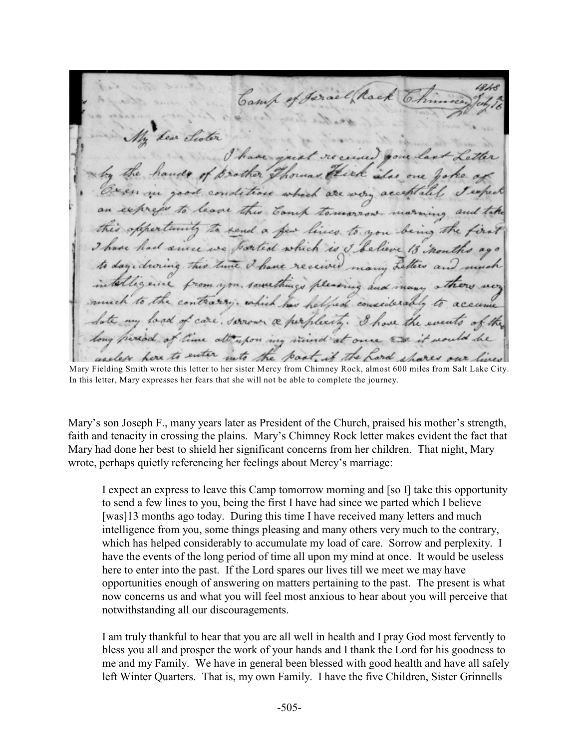Mary Fielding Smith wrote this letter to her sister Mercy from Chimney Rock, almost 600 miles from Salt Lake City. In this letter, Mary expresses her fears that she will not be able to complete the journey.

Mary's son Joseph F., many years later as President of the Church, praised his mother's strength, faith and tenacity in crossing the plains. Mary's Chimney Rock letter makes evident the fact that Mary had done her best to shield her significant concerns from her children. That night, Mary wrote, perhaps quietly referencing her feelings about Mercy's marriage:

> I expect an express to leave this Camp tomorrow morning and [so I] take this opportunity to send a few lines to you, being the first I have had since we parted which I believe [was]13 months ago today. During this time I have received many letters and much intelligence from you, some things pleasing and many others very much to the contrary, which has helped considerably to accumulate my load of care. Sorrow and perplexity. I have the events of the long period of time all upon my mind at once. It would be useless here to enter into the past. If the Lord spares our lives till we meet we may have opportunities enough of answering on matters pertaining to the past. The present is what now concerns us and what you will feel most anxious to hear about you will perceive that notwithstanding all our discouragements.
>
> I am truly thankful to hear that you are all well in health and I pray God most fervently to bless you all and prosper the work of your hands and I thank the Lord for his goodness to me and my Family. We have in general been blessed with good health and have all safely left Winter Quarters. That is, my own Family. I have the five Children, Sister Grinnells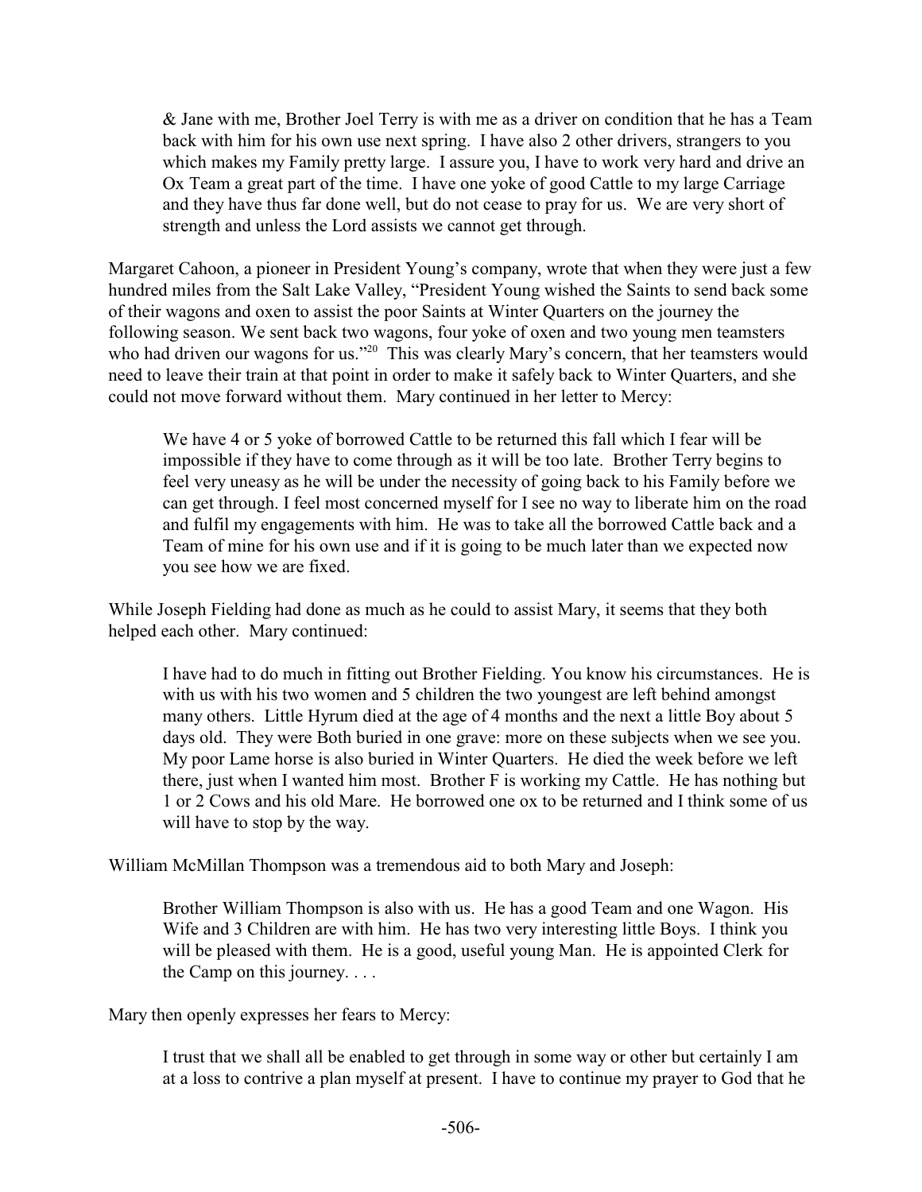> & Jane with me, Brother Joel Terry is with me as a driver on condition that he has a Team back with him for his own use next spring. I have also 2 other drivers, strangers to you which makes my Family pretty large. I assure you, I have to work very hard and drive an Ox Team a great part of the time. I have one yoke of good Cattle to my large Carriage and they have thus far done well, but do not cease to pray for us. We are very short of strength and unless the Lord assists we cannot get through.

Margaret Cahoon, a pioneer in President Young's company, wrote that when they were just a few hundred miles from the Salt Lake Valley, "President Young wished the Saints to send back some of their wagons and oxen to assist the poor Saints at Winter Quarters on the journey the following season. We sent back two wagons, four yoke of oxen and two young men teamsters who had driven our wagons for us."[20] This was clearly Mary's concern, that her teamsters would need to leave their train at that point in order to make it safely back to Winter Quarters, and she could not move forward without them. Mary continued in her letter to Mercy:

> We have 4 or 5 yoke of borrowed Cattle to be returned this fall which I fear will be impossible if they have to come through as it will be too late. Brother Terry begins to feel very uneasy as he will be under the necessity of going back to his Family before we can get through. I feel most concerned myself for I see no way to liberate him on the road and fulfil my engagements with him. He was to take all the borrowed Cattle back and a Team of mine for his own use and if it is going to be much later than we expected now you see how we are fixed.

While Joseph Fielding had done as much as he could to assist Mary, it seems that they both helped each other. Mary continued:

> I have had to do much in fitting out Brother Fielding. You know his circumstances. He is with us with his two women and 5 children the two youngest are left behind amongst many others. Little Hyrum died at the age of 4 months and the next a little Boy about 5 days old. They were Both buried in one grave: more on these subjects when we see you. My poor Lame horse is also buried in Winter Quarters. He died the week before we left there, just when I wanted him most. Brother F is working my Cattle. He has nothing but 1 or 2 Cows and his old Mare. He borrowed one ox to be returned and I think some of us will have to stop by the way.

William McMillan Thompson was a tremendous aid to both Mary and Joseph:

> Brother William Thompson is also with us. He has a good Team and one Wagon. His Wife and 3 Children are with him. He has two very interesting little Boys. I think you will be pleased with them. He is a good, useful young Man. He is appointed Clerk for the Camp on this journey. . . .

Mary then openly expresses her fears to Mercy:

> I trust that we shall all be enabled to get through in some way or other but certainly I am at a loss to contrive a plan myself at present. I have to continue my prayer to God that he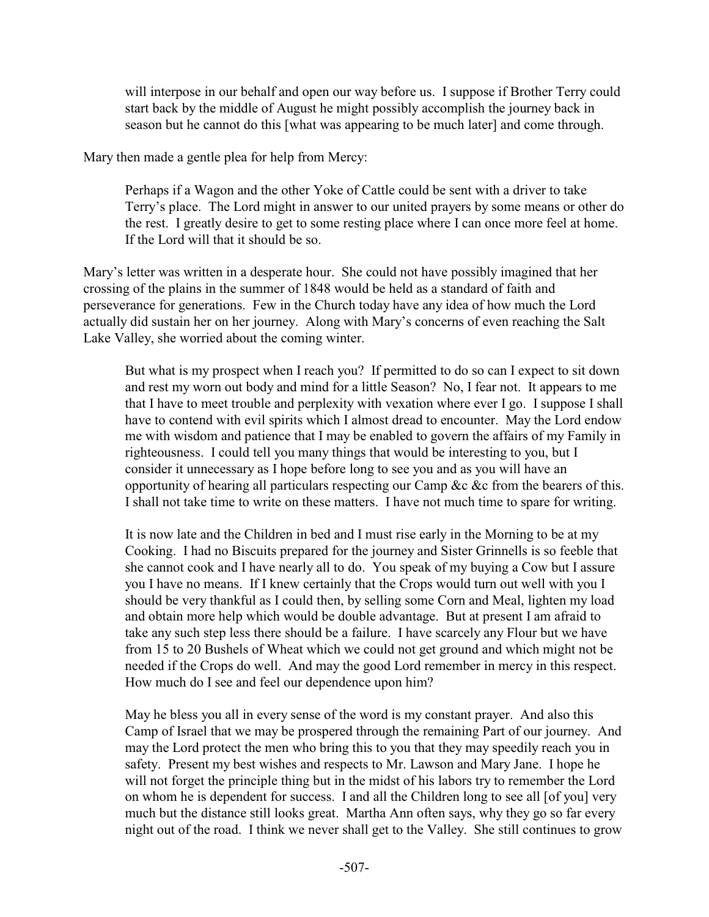> will interpose in our behalf and open our way before us. I suppose if Brother Terry could start back by the middle of August he might possibly accomplish the journey back in season but he cannot do this [what was appearing to be much later] and come through.

Mary then made a gentle plea for help from Mercy:

> Perhaps if a Wagon and the other Yoke of Cattle could be sent with a driver to take Terry's place. The Lord might in answer to our united prayers by some means or other do the rest. I greatly desire to get to some resting place where I can once more feel at home. If the Lord will that it should be so.

Mary's letter was written in a desperate hour. She could not have possibly imagined that her crossing of the plains in the summer of 1848 would be held as a standard of faith and perseverance for generations. Few in the Church today have any idea of how much the Lord actually did sustain her on her journey. Along with Mary's concerns of even reaching the Salt Lake Valley, she worried about the coming winter.

> But what is my prospect when I reach you? If permitted to do so can I expect to sit down and rest my worn out body and mind for a little Season? No, I fear not. It appears to me that I have to meet trouble and perplexity with vexation where ever I go. I suppose I shall have to contend with evil spirits which I almost dread to encounter. May the Lord endow me with wisdom and patience that I may be enabled to govern the affairs of my Family in righteousness. I could tell you many things that would be interesting to you, but I consider it unnecessary as I hope before long to see you and as you will have an opportunity of hearing all particulars respecting our Camp &c &c from the bearers of this. I shall not take time to write on these matters. I have not much time to spare for writing.
>
> It is now late and the Children in bed and I must rise early in the Morning to be at my Cooking. I had no Biscuits prepared for the journey and Sister Grinnells is so feeble that she cannot cook and I have nearly all to do. You speak of my buying a Cow but I assure you I have no means. If I knew certainly that the Crops would turn out well with you I should be very thankful as I could then, by selling some Corn and Meal, lighten my load and obtain more help which would be double advantage. But at present I am afraid to take any such step less there should be a failure. I have scarcely any Flour but we have from 15 to 20 Bushels of Wheat which we could not get ground and which might not be needed if the Crops do well. And may the good Lord remember in mercy in this respect. How much do I see and feel our dependence upon him?
>
> May he bless you all in every sense of the word is my constant prayer. And also this Camp of Israel that we may be prospered through the remaining Part of our journey. And may the Lord protect the men who bring this to you that they may speedily reach you in safety. Present my best wishes and respects to Mr. Lawson and Mary Jane. I hope he will not forget the principle thing but in the midst of his labors try to remember the Lord on whom he is dependent for success. I and all the Children long to see all [of you] very much but the distance still looks great. Martha Ann often says, why they go so far every night out of the road. I think we never shall get to the Valley. She still continues to grow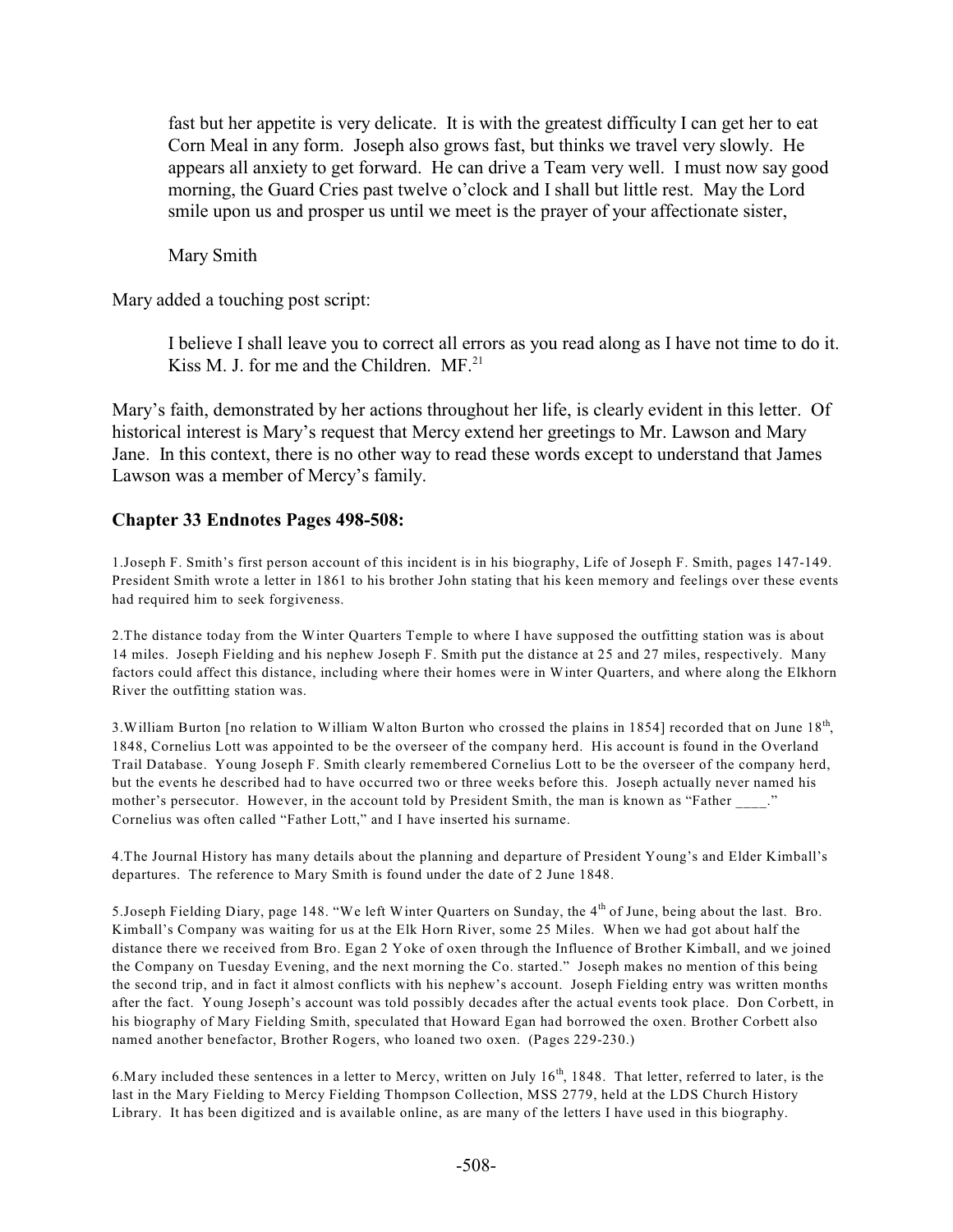> fast but her appetite is very delicate. It is with the greatest difficulty I can get her to eat Corn Meal in any form. Joseph also grows fast, but thinks we travel very slowly. He appears all anxiety to get forward. He can drive a Team very well. I must now say good morning, the Guard Cries past twelve o'clock and I shall but little rest. May the Lord smile upon us and prosper us until we meet is the prayer of your affectionate sister,
>
> Mary Smith

Mary added a touching post script:

> I believe I shall leave you to correct all errors as you read along as I have not time to do it. Kiss M. J. for me and the Children. MF.[21]

Mary's faith, demonstrated by her actions throughout her life, is clearly evident in this letter. Of historical interest is Mary's request that Mercy extend her greetings to Mr. Lawson and Mary Jane. In this context, there is no other way to read these words except to understand that James Lawson was a member of Mercy's family.

### Chapter 33 Endnotes Pages 498-508:

1.Joseph F. Smith's first person account of this incident is in his biography, Life of Joseph F. Smith, pages 147-149. President Smith wrote a letter in 1861 to his brother John stating that his keen memory and feelings over these events had required him to seek forgiveness.

2.The distance today from the Winter Quarters Temple to where I have supposed the outfitting station was is about 14 miles. Joseph Fielding and his nephew Joseph F. Smith put the distance at 25 and 27 miles, respectively. Many factors could affect this distance, including where their homes were in Winter Quarters, and where along the Elkhorn River the outfitting station was.

3.William Burton [no relation to William Walton Burton who crossed the plains in 1854] recorded that on June 18th, 1848, Cornelius Lott was appointed to be the overseer of the company herd. His account is found in the Overland Trail Database. Young Joseph F. Smith clearly remembered Cornelius Lott to be the overseer of the company herd, but the events he described had to have occurred two or three weeks before this. Joseph actually never named his mother's persecutor. However, in the account told by President Smith, the man is known as "Father ____." Cornelius was often called "Father Lott," and I have inserted his surname.

4.The Journal History has many details about the planning and departure of President Young's and Elder Kimball's departures. The reference to Mary Smith is found under the date of 2 June 1848.

5.Joseph Fielding Diary, page 148. "We left Winter Quarters on Sunday, the 4th of June, being about the last. Bro. Kimball's Company was waiting for us at the Elk Horn River, some 25 Miles. When we had got about half the distance there we received from Bro. Egan 2 Yoke of oxen through the Influence of Brother Kimball, and we joined the Company on Tuesday Evening, and the next morning the Co. started." Joseph makes no mention of this being the second trip, and in fact it almost conflicts with his nephew's account. Joseph Fielding entry was written months after the fact. Young Joseph's account was told possibly decades after the actual events took place. Don Corbett, in his biography of Mary Fielding Smith, speculated that Howard Egan had borrowed the oxen. Brother Corbett also named another benefactor, Brother Rogers, who loaned two oxen. (Pages 229-230.)

6.Mary included these sentences in a letter to Mercy, written on July 16th, 1848. That letter, referred to later, is the last in the Mary Fielding to Mercy Fielding Thompson Collection, MSS 2779, held at the LDS Church History Library. It has been digitized and is available online, as are many of the letters I have used in this biography.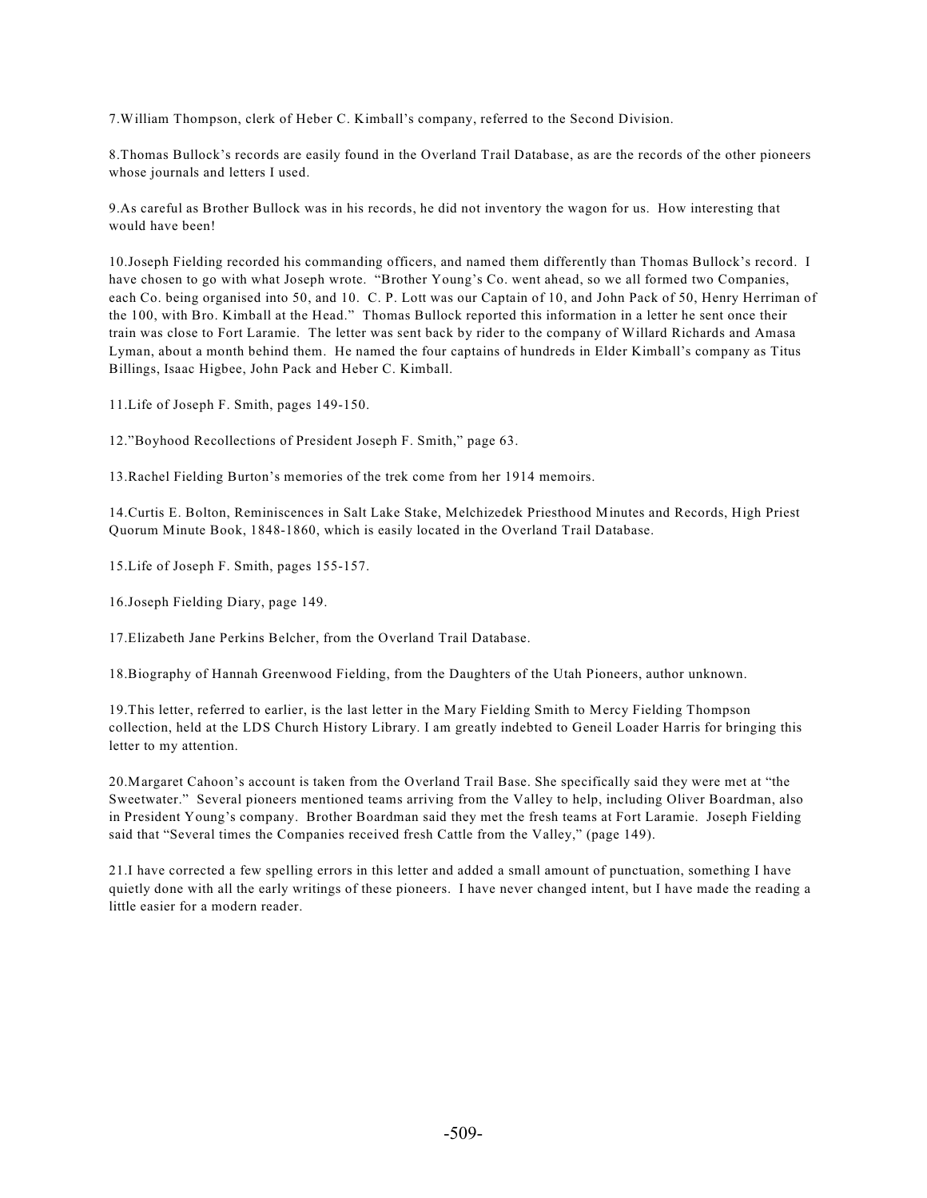7.William Thompson, clerk of Heber C. Kimball's company, referred to the Second Division.

8.Thomas Bullock's records are easily found in the Overland Trail Database, as are the records of the other pioneers whose journals and letters I used.

9.As careful as Brother Bullock was in his records, he did not inventory the wagon for us. How interesting that would have been!

10.Joseph Fielding recorded his commanding officers, and named them differently than Thomas Bullock's record. I have chosen to go with what Joseph wrote. "Brother Young's Co. went ahead, so we all formed two Companies, each Co. being organised into 50, and 10. C. P. Lott was our Captain of 10, and John Pack of 50, Henry Herriman of the 100, with Bro. Kimball at the Head." Thomas Bullock reported this information in a letter he sent once their train was close to Fort Laramie. The letter was sent back by rider to the company of Willard Richards and Amasa Lyman, about a month behind them. He named the four captains of hundreds in Elder Kimball's company as Titus Billings, Isaac Higbee, John Pack and Heber C. Kimball.

11.Life of Joseph F. Smith, pages 149-150.

12."Boyhood Recollections of President Joseph F. Smith," page 63.

13.Rachel Fielding Burton's memories of the trek come from her 1914 memoirs.

14.Curtis E. Bolton, Reminiscences in Salt Lake Stake, Melchizedek Priesthood Minutes and Records, High Priest Quorum Minute Book, 1848-1860, which is easily located in the Overland Trail Database.

15.Life of Joseph F. Smith, pages 155-157.

16.Joseph Fielding Diary, page 149.

17.Elizabeth Jane Perkins Belcher, from the Overland Trail Database.

18.Biography of Hannah Greenwood Fielding, from the Daughters of the Utah Pioneers, author unknown.

19.This letter, referred to earlier, is the last letter in the Mary Fielding Smith to Mercy Fielding Thompson collection, held at the LDS Church History Library. I am greatly indebted to Geneil Loader Harris for bringing this letter to my attention.

20.Margaret Cahoon's account is taken from the Overland Trail Base. She specifically said they were met at "the Sweetwater." Several pioneers mentioned teams arriving from the Valley to help, including Oliver Boardman, also in President Young's company. Brother Boardman said they met the fresh teams at Fort Laramie. Joseph Fielding said that "Several times the Companies received fresh Cattle from the Valley," (page 149).

21.I have corrected a few spelling errors in this letter and added a small amount of punctuation, something I have quietly done with all the early writings of these pioneers. I have never changed intent, but I have made the reading a little easier for a modern reader.